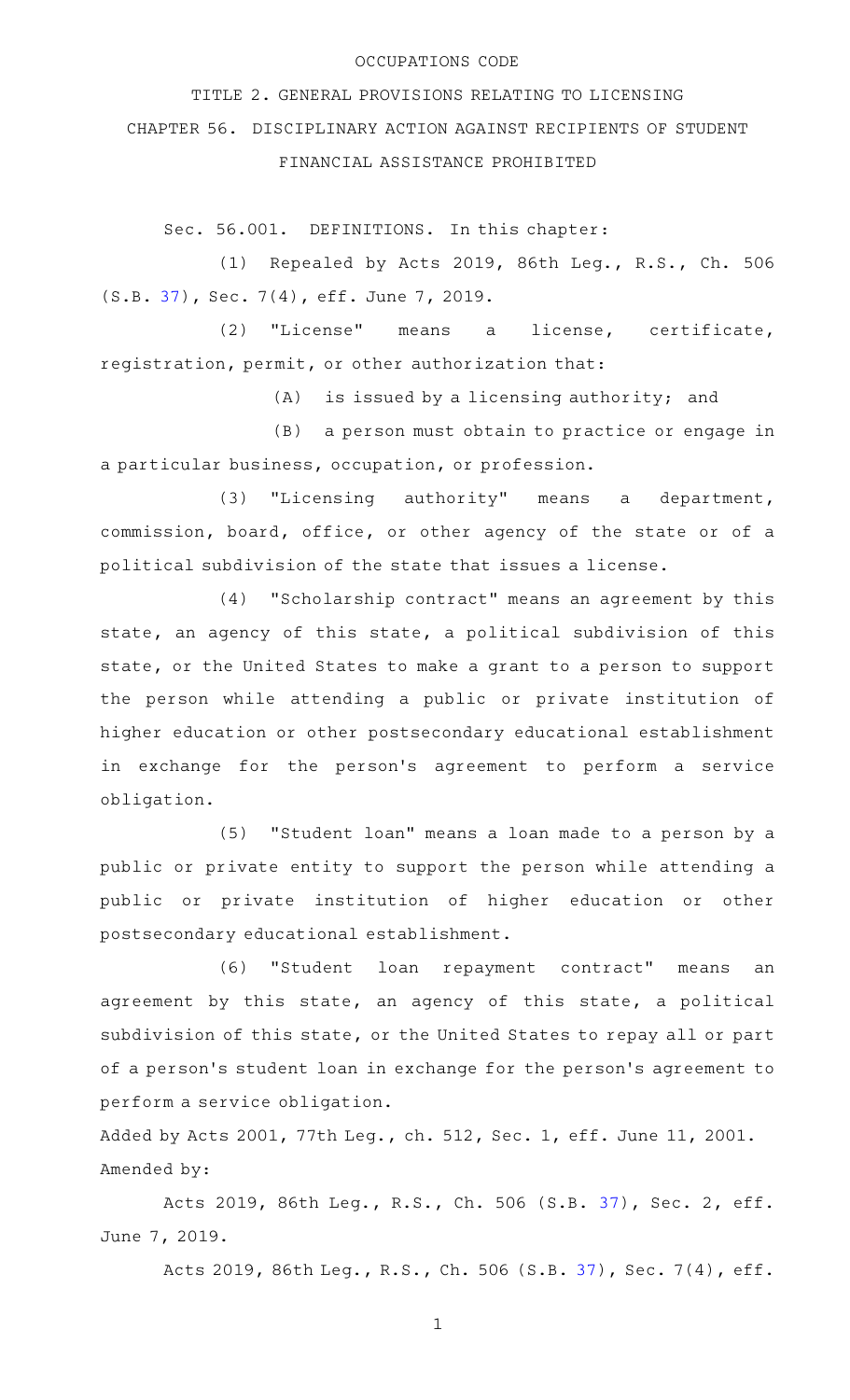OCCUPATIONS CODE

TITLE 2. GENERAL PROVISIONS RELATING TO LICENSING

CHAPTER 56. DISCIPLINARY ACTION AGAINST RECIPIENTS OF STUDENT FINANCIAL ASSISTANCE PROHIBITED

Sec. 56.001. DEFINITIONS. In this chapter:

(1) Repealed by Acts 2019, 86th Leg., R.S., Ch. 506 (S.B. 37), Sec. 7(4), eff. June 7, 2019.

(2) "License" means a license, certificate, registration, permit, or other authorization that:

(A) is issued by a licensing authority; and

(B) a person must obtain to practice or engage in a particular business, occupation, or profession.

(3) "Licensing authority" means a department, commission, board, office, or other agency of the state or of a political subdivision of the state that issues a license.

(4) "Scholarship contract" means an agreement by this state, an agency of this state, a political subdivision of this state, or the United States to make a grant to a person to support the person while attending a public or private institution of higher education or other postsecondary educational establishment in exchange for the person's agreement to perform a service obligation.

(5) "Student loan" means a loan made to a person by a public or private entity to support the person while attending a public or private institution of higher education or other postsecondary educational establishment.

(6) "Student loan repayment contract" means an agreement by this state, an agency of this state, a political subdivision of this state, or the United States to repay all or part of a person's student loan in exchange for the person's agreement to perform a service obligation.

Added by Acts 2001, 77th Leg., ch. 512, Sec. 1, eff. June 11, 2001.
Amended by:

Acts 2019, 86th Leg., R.S., Ch. 506 (S.B. 37), Sec. 2, eff. June 7, 2019.

Acts 2019, 86th Leg., R.S., Ch. 506 (S.B. 37), Sec. 7(4), eff.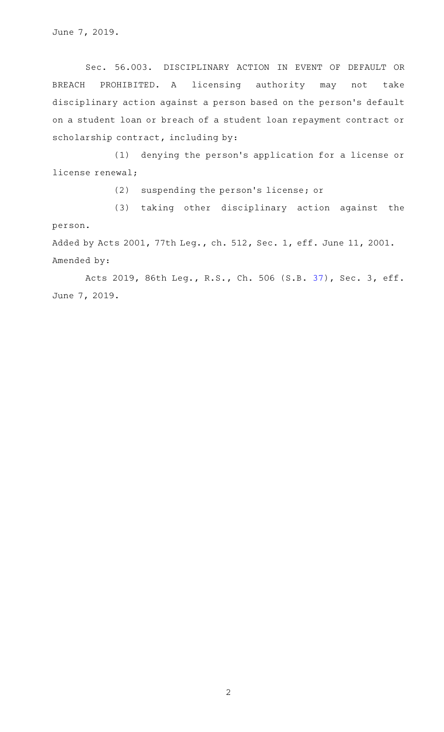June 7, 2019.

Sec. 56.003. DISCIPLINARY ACTION IN EVENT OF DEFAULT OR BREACH PROHIBITED. A licensing authority may not take disciplinary action against a person based on the person's default on a student loan or breach of a student loan repayment contract or scholarship contract, including by:

(1) denying the person's application for a license or license renewal;

(2) suspending the person's license; or

(3) taking other disciplinary action against the person.

Added by Acts 2001, 77th Leg., ch. 512, Sec. 1, eff. June 11, 2001.
Amended by:

Acts 2019, 86th Leg., R.S., Ch. 506 (S.B. 37), Sec. 3, eff. June 7, 2019.